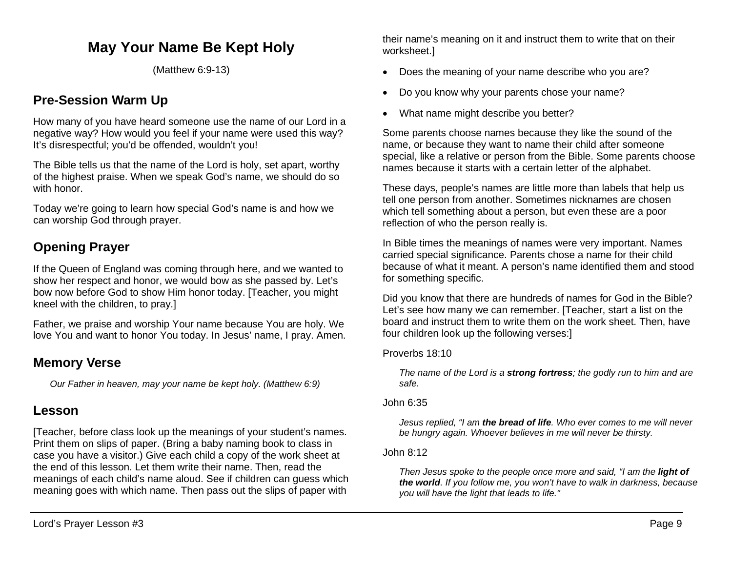# May Your Name Be Kept Holy

(Matthew 6:9-13)

## Pre-Session Warm Up

How many of you have heard someone use the name of our Lord in a negative way? How would you feel if your name were used this way? It's disrespectful; you'd be offended, wouldn't you!

The Bible tells us that the name of the Lord is holy, set apart, worthy of the highest praise. When we speak God's name, we should do so with honor.

Today we're going to learn how special God's name is and how we can worship God through prayer.

## Opening Prayer

If the Queen of England was coming through here, and we wanted to show her respect and honor, we would bow as she passed by. Let's bow now before God to show Him honor today. [Teacher, you might kneel with the children, to pray.]

Father, we praise and worship Your name because You are holy. We love You and want to honor You today. In Jesus' name, I pray. Amen.

## Memory Verse

*Our Father in heaven, may your name be kept holy. (Matthew 6:9)*

## Lesson

[Teacher, before class look up the meanings of your student's names. Print them on slips of paper. (Bring a baby naming book to class in case you have a visitor.) Give each child a copy of the work sheet at the end of this lesson. Let them write their name. Then, read the meanings of each child's name aloud. See if children can guess which meaning goes with which name. Then pass out the slips of paper with their name's meaning on it and instruct them to write that on their worksheet.]

- Does the meaning of your name describe who you are?
- Do you know why your parents chose your name?
- What name might describe you better?

Some parents choose names because they like the sound of the name, or because they want to name their child after someone special, like a relative or person from the Bible. Some parents choose names because it starts with a certain letter of the alphabet.

These days, people's names are little more than labels that help us tell one person from another. Sometimes nicknames are chosen which tell something about a person, but even these are a poor reflection of who the person really is.

In Bible times the meanings of names were very important. Names carried special significance. Parents chose a name for their child because of what it meant. A person's name identified them and stood for something specific.

Did you know that there are hundreds of names for God in the Bible? Let's see how many we can remember. [Teacher, start a list on the board and instruct them to write them on the work sheet. Then, have four children look up the following verses:]

Proverbs 18:10

> *The name of the Lord is a **strong fortress**; the godly run to him and are safe.*

John 6:35

> *Jesus replied, "I am **the bread of life**. Who ever comes to me will never be hungry again. Whoever believes in me will never be thirsty.*

John 8:12

> *Then Jesus spoke to the people once more and said, "I am the **light of the world**. If you follow me, you won't have to walk in darkness, because you will have the light that leads to life."*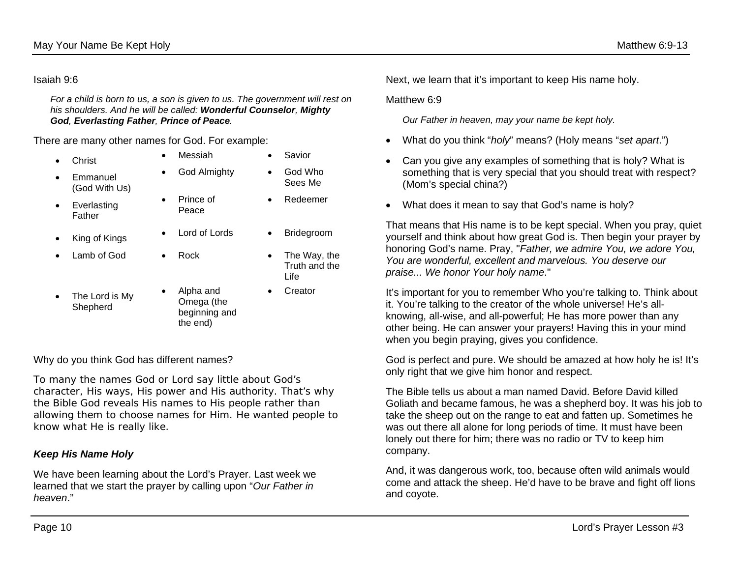Isaiah 9:6

> *For a child is born to us, a son is given to us. The government will rest on his shoulders. And he will be called: **Wonderful Counselor**, **Mighty God**, **Everlasting Father**, **Prince of Peace**.*

There are many other names for God. For example:

- Christ
- Emmanuel (God With Us)
- Everlasting Father
- King of Kings
- Lamb of God
- The Lord is My Shepherd
- Messiah
- God Almighty
- Prince of Peace
- Lord of Lords
- Rock
- Alpha and Omega (the beginning and the end)
- Savior
- God Who Sees Me
- Redeemer
- Bridegroom
- The Way, the Truth and the Life
- Creator

Why do you think God has different names?

To many the names God or Lord say little about God's character, His ways, His power and His authority. That's why the Bible God reveals His names to His people rather than allowing them to choose names for Him. He wanted people to know what He is really like.

### *Keep His Name Holy*

We have been learning about the Lord's Prayer. Last week we learned that we start the prayer by calling upon "*Our Father in heaven*."

Next, we learn that it's important to keep His name holy.

Matthew 6:9

> *Our Father in heaven, may your name be kept holy.*

- What do you think "*holy*" means? (Holy means "*set apart*.")
- Can you give any examples of something that is holy? What is something that is very special that you should treat with respect? (Mom's special china?)
- What does it mean to say that God's name is holy?

That means that His name is to be kept special. When you pray, quiet yourself and think about how great God is. Then begin your prayer by honoring God's name. Pray, "*Father, we admire You, we adore You, You are wonderful, excellent and marvelous. You deserve our praise... We honor Your holy name*."

It's important for you to remember Who you're talking to. Think about it. You're talking to the creator of the whole universe! He's all-knowing, all-wise, and all-powerful; He has more power than any other being. He can answer your prayers! Having this in your mind when you begin praying, gives you confidence.

God is perfect and pure. We should be amazed at how holy he is! It's only right that we give him honor and respect.

The Bible tells us about a man named David. Before David killed Goliath and became famous, he was a shepherd boy. It was his job to take the sheep out on the range to eat and fatten up. Sometimes he was out there all alone for long periods of time. It must have been lonely out there for him; there was no radio or TV to keep him company.

And, it was dangerous work, too, because often wild animals would come and attack the sheep. He'd have to be brave and fight off lions and coyote.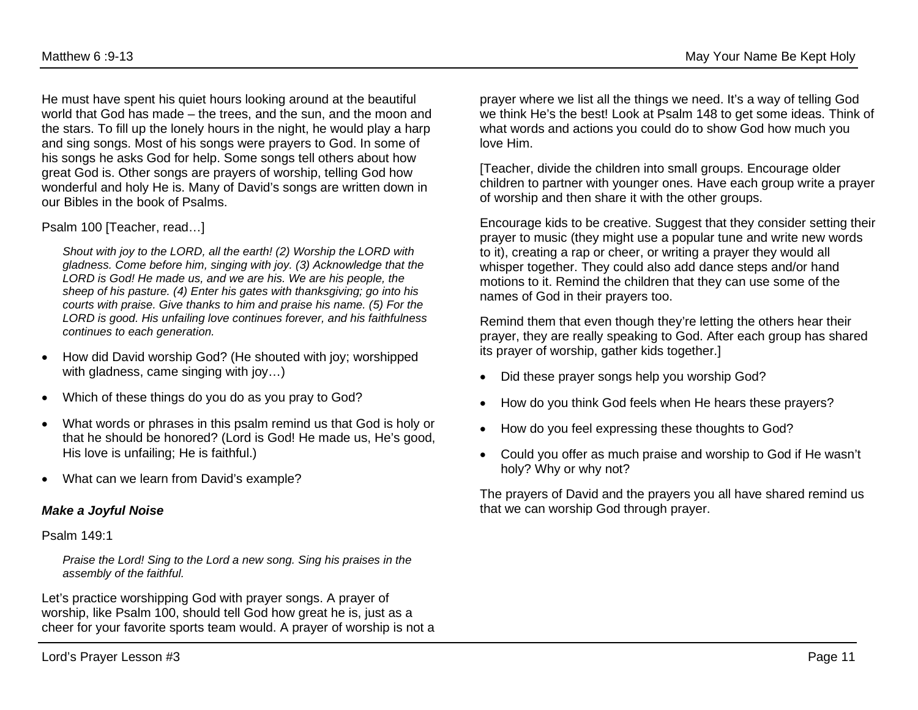He must have spent his quiet hours looking around at the beautiful world that God has made – the trees, and the sun, and the moon and the stars. To fill up the lonely hours in the night, he would play a harp and sing songs. Most of his songs were prayers to God. In some of his songs he asks God for help. Some songs tell others about how great God is. Other songs are prayers of worship, telling God how wonderful and holy He is. Many of David's songs are written down in our Bibles in the book of Psalms.

Psalm 100 [Teacher, read…]

> *Shout with joy to the LORD, all the earth! (2) Worship the LORD with gladness. Come before him, singing with joy. (3) Acknowledge that the LORD is God! He made us, and we are his. We are his people, the sheep of his pasture. (4) Enter his gates with thanksgiving; go into his courts with praise. Give thanks to him and praise his name. (5) For the LORD is good. His unfailing love continues forever, and his faithfulness continues to each generation.*

- How did David worship God? (He shouted with joy; worshipped with gladness, came singing with joy…)
- Which of these things do you do as you pray to God?
- What words or phrases in this psalm remind us that God is holy or that he should be honored? (Lord is God! He made us, He's good, His love is unfailing; He is faithful.)
- What can we learn from David's example?

***Make a Joyful Noise***

Psalm 149:1

> *Praise the Lord! Sing to the Lord a new song. Sing his praises in the assembly of the faithful.*

Let's practice worshipping God with prayer songs. A prayer of worship, like Psalm 100, should tell God how great he is, just as a cheer for your favorite sports team would. A prayer of worship is not a prayer where we list all the things we need. It's a way of telling God we think He's the best! Look at Psalm 148 to get some ideas. Think of what words and actions you could do to show God how much you love Him.

[Teacher, divide the children into small groups. Encourage older children to partner with younger ones. Have each group write a prayer of worship and then share it with the other groups.

Encourage kids to be creative. Suggest that they consider setting their prayer to music (they might use a popular tune and write new words to it), creating a rap or cheer, or writing a prayer they would all whisper together. They could also add dance steps and/or hand motions to it. Remind the children that they can use some of the names of God in their prayers too.

Remind them that even though they're letting the others hear their prayer, they are really speaking to God. After each group has shared its prayer of worship, gather kids together.]

- Did these prayer songs help you worship God?
- How do you think God feels when He hears these prayers?
- How do you feel expressing these thoughts to God?
- Could you offer as much praise and worship to God if He wasn't holy? Why or why not?

The prayers of David and the prayers you all have shared remind us that we can worship God through prayer.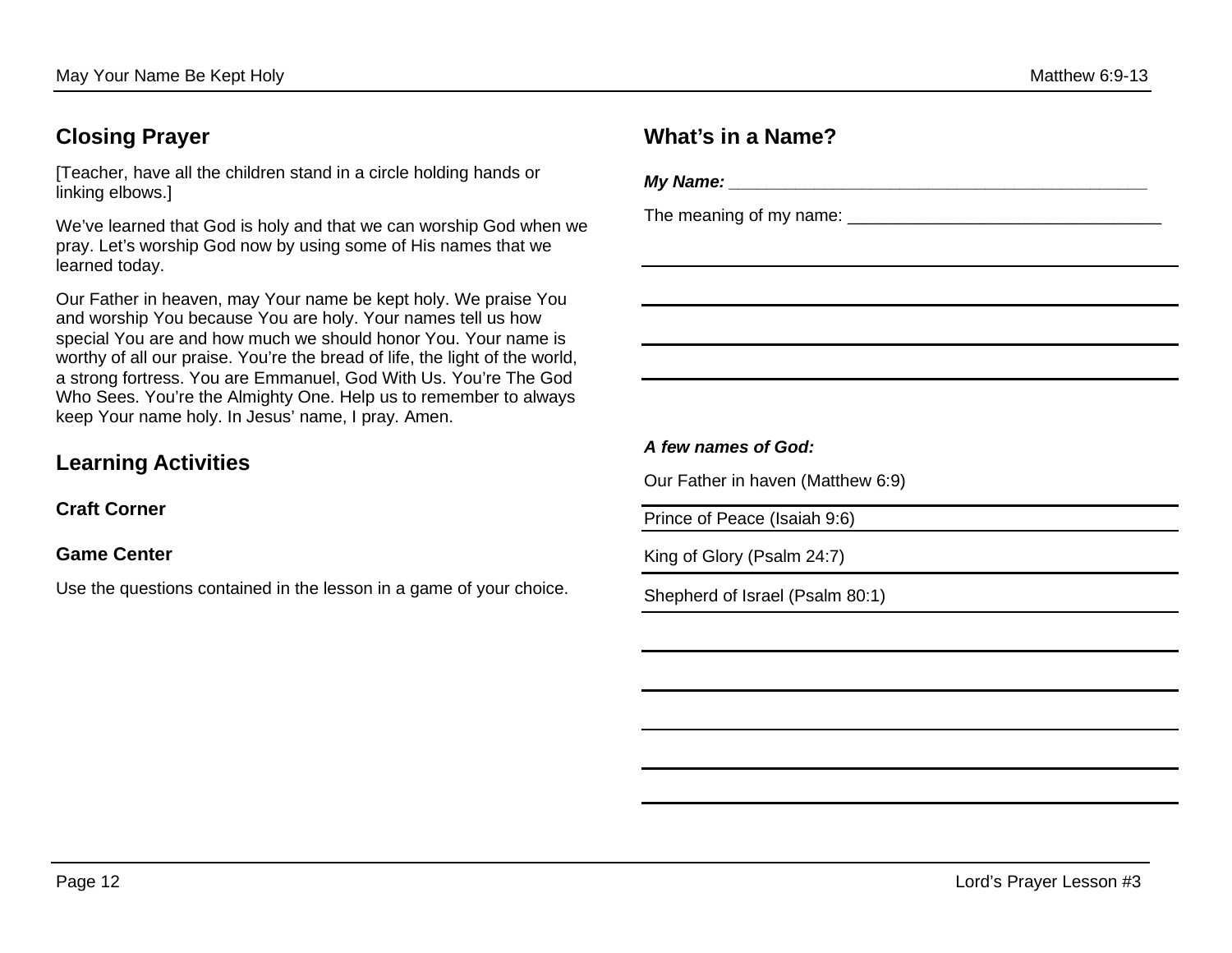## Closing Prayer

[Teacher, have all the children stand in a circle holding hands or linking elbows.]

We've learned that God is holy and that we can worship God when we pray. Let's worship God now by using some of His names that we learned today.

Our Father in heaven, may Your name be kept holy. We praise You and worship You because You are holy. Your names tell us how special You are and how much we should honor You. Your name is worthy of all our praise. You're the bread of life, the light of the world, a strong fortress. You are Emmanuel, God With Us. You're The God Who Sees. You're the Almighty One. Help us to remember to always keep Your name holy. In Jesus' name, I pray. Amen.

## Learning Activities

### Craft Corner

### Game Center

Use the questions contained in the lesson in a game of your choice.

## What's in a Name?

***My Name:*** ___________________________________________

The meaning of my name: ________________________________

___________________________________________________

___________________________________________________

___________________________________________________

___________________________________________________

***A few names of God:***

Our Father in haven (Matthew 6:9)

Prince of Peace (Isaiah 9:6)

King of Glory (Psalm 24:7)

Shepherd of Israel (Psalm 80:1)

___________________________________________________

___________________________________________________

___________________________________________________

___________________________________________________

___________________________________________________